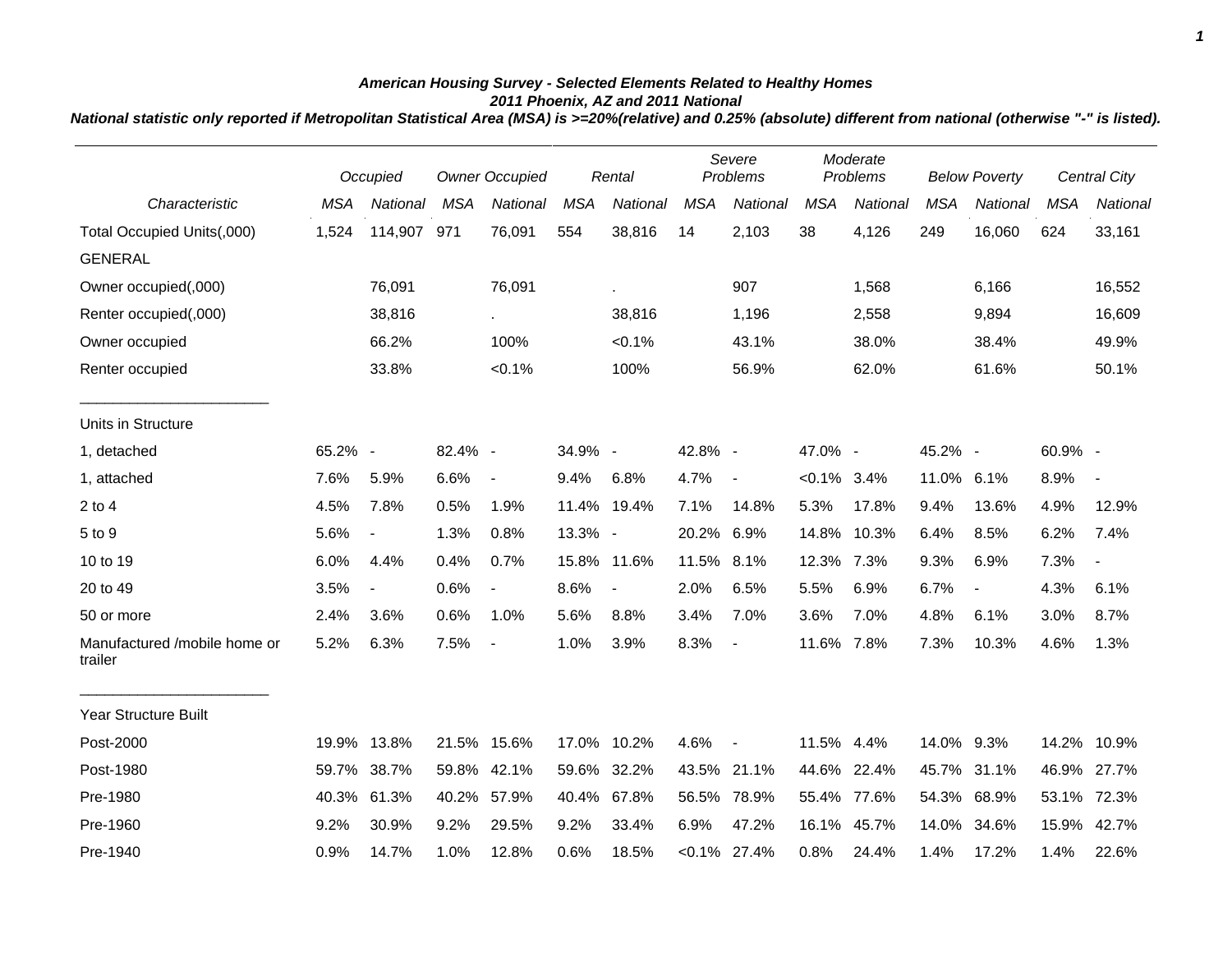***American Housing Survey - Selected Elements Related to Healthy Homes***
***2011 Phoenix, AZ and 2011 National***
***National statistic only reported if Metropolitan Statistical Area (MSA) is >=20%(relative) and 0.25% (absolute) different from national (otherwise "-" is listed).***

| | *Occupied* | | *Owner Occupied* | | *Rental* | | *Severe Problems* | | *Moderate Problems* | | *Below Poverty* | | *Central City* | |
|---|---|---|---|---|---|---|---|---|---|---|---|---|---|---|
| *Characteristic* | *MSA* | *National* | *MSA* | *National* | *MSA* | *National* | *MSA* | *National* | *MSA* | *National* | *MSA* | *National* | *MSA* | *National* |
| Total Occupied Units(,000) | 1,524 | 114,907 | 971 | 76,091 | 554 | 38,816 | 14 | 2,103 | 38 | 4,126 | 249 | 16,060 | 624 | 33,161 |
| GENERAL | | | | | | | | | | | | | | |
| Owner occupied(,000) | | 76,091 | | 76,091 | | . | | 907 | | 1,568 | | 6,166 | | 16,552 |
| Renter occupied(,000) | | 38,816 | | . | | 38,816 | | 1,196 | | 2,558 | | 9,894 | | 16,609 |
| Owner occupied | | 66.2% | | 100% | | <0.1% | | 43.1% | | 38.0% | | 38.4% | | 49.9% |
| Renter occupied | | 33.8% | | <0.1% | | 100% | | 56.9% | | 62.0% | | 61.6% | | 50.1% |
| Units in Structure | | | | | | | | | | | | | | |
| 1, detached | 65.2% | - | 82.4% | - | 34.9% | - | 42.8% | - | 47.0% | - | 45.2% | - | 60.9% | - |
| 1, attached | 7.6% | 5.9% | 6.6% | - | 9.4% | 6.8% | 4.7% | - | <0.1% | 3.4% | 11.0% | 6.1% | 8.9% | - |
| 2 to 4 | 4.5% | 7.8% | 0.5% | 1.9% | 11.4% | 19.4% | 7.1% | 14.8% | 5.3% | 17.8% | 9.4% | 13.6% | 4.9% | 12.9% |
| 5 to 9 | 5.6% | - | 1.3% | 0.8% | 13.3% | - | 20.2% | 6.9% | 14.8% | 10.3% | 6.4% | 8.5% | 6.2% | 7.4% |
| 10 to 19 | 6.0% | 4.4% | 0.4% | 0.7% | 15.8% | 11.6% | 11.5% | 8.1% | 12.3% | 7.3% | 9.3% | 6.9% | 7.3% | - |
| 20 to 49 | 3.5% | - | 0.6% | - | 8.6% | - | 2.0% | 6.5% | 5.5% | 6.9% | 6.7% | - | 4.3% | 6.1% |
| 50 or more | 2.4% | 3.6% | 0.6% | 1.0% | 5.6% | 8.8% | 3.4% | 7.0% | 3.6% | 7.0% | 4.8% | 6.1% | 3.0% | 8.7% |
| Manufactured /mobile home or trailer | 5.2% | 6.3% | 7.5% | - | 1.0% | 3.9% | 8.3% | - | 11.6% | 7.8% | 7.3% | 10.3% | 4.6% | 1.3% |
| Year Structure Built | | | | | | | | | | | | | | |
| Post-2000 | 19.9% | 13.8% | 21.5% | 15.6% | 17.0% | 10.2% | 4.6% | - | 11.5% | 4.4% | 14.0% | 9.3% | 14.2% | 10.9% |
| Post-1980 | 59.7% | 38.7% | 59.8% | 42.1% | 59.6% | 32.2% | 43.5% | 21.1% | 44.6% | 22.4% | 45.7% | 31.1% | 46.9% | 27.7% |
| Pre-1980 | 40.3% | 61.3% | 40.2% | 57.9% | 40.4% | 67.8% | 56.5% | 78.9% | 55.4% | 77.6% | 54.3% | 68.9% | 53.1% | 72.3% |
| Pre-1960 | 9.2% | 30.9% | 9.2% | 29.5% | 9.2% | 33.4% | 6.9% | 47.2% | 16.1% | 45.7% | 14.0% | 34.6% | 15.9% | 42.7% |
| Pre-1940 | 0.9% | 14.7% | 1.0% | 12.8% | 0.6% | 18.5% | <0.1% | 27.4% | 0.8% | 24.4% | 1.4% | 17.2% | 1.4% | 22.6% |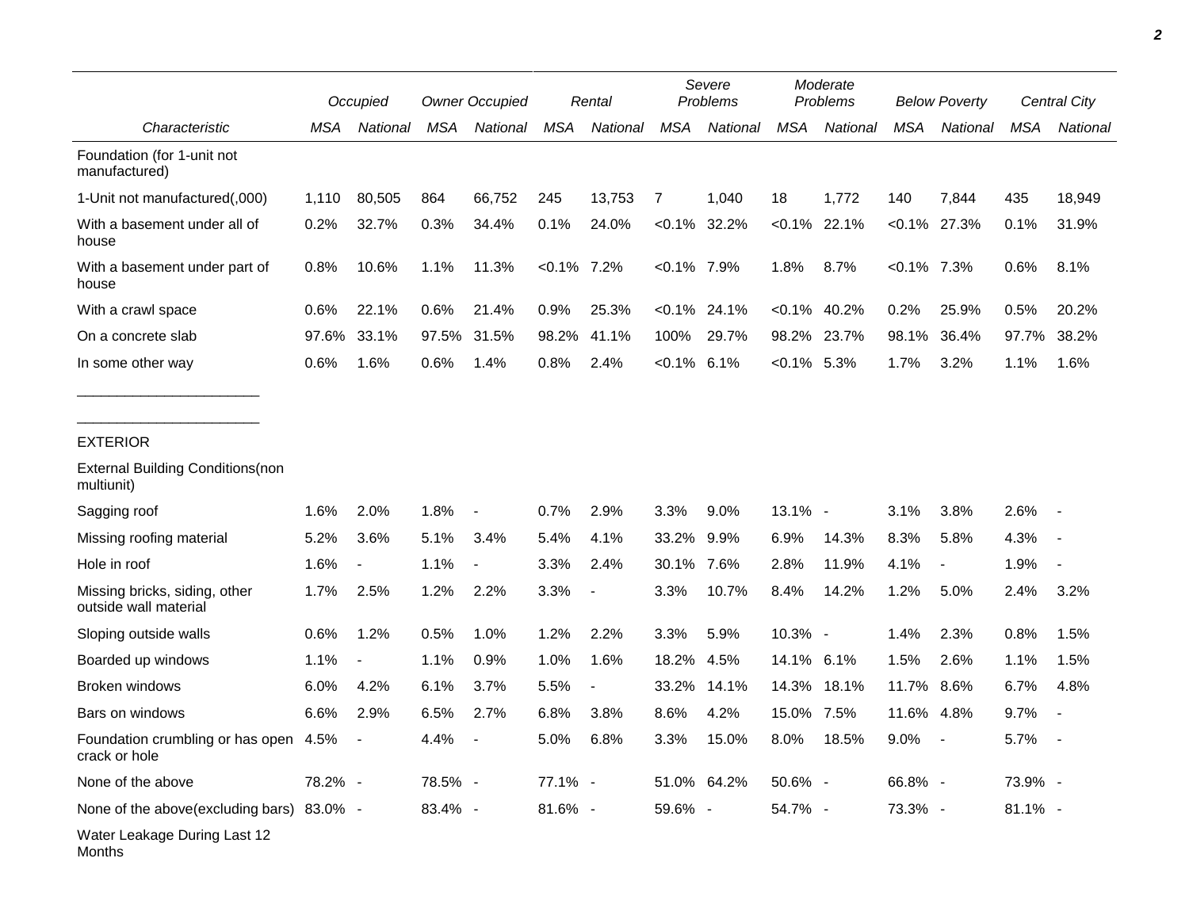| Characteristic | Occupied | | Owner Occupied | | Rental | | Severe Problems | | Moderate Problems | | Below Poverty | | Central City | |
|---|---|---|---|---|---|---|---|---|---|---|---|---|---|---|
| | MSA | National | MSA | National | MSA | National | MSA | National | MSA | National | MSA | National | MSA | National |
| Foundation (for 1-unit not manufactured) | | | | | | | | | | | | | | |
| 1-Unit not manufactured(,000) | 1,110 | 80,505 | 864 | 66,752 | 245 | 13,753 | 7 | 1,040 | 18 | 1,772 | 140 | 7,844 | 435 | 18,949 |
| With a basement under all of house | 0.2% | 32.7% | 0.3% | 34.4% | 0.1% | 24.0% | <0.1% | 32.2% | <0.1% | 22.1% | <0.1% | 27.3% | 0.1% | 31.9% |
| With a basement under part of house | 0.8% | 10.6% | 1.1% | 11.3% | <0.1% | 7.2% | <0.1% | 7.9% | 1.8% | 8.7% | <0.1% | 7.3% | 0.6% | 8.1% |
| With a crawl space | 0.6% | 22.1% | 0.6% | 21.4% | 0.9% | 25.3% | <0.1% | 24.1% | <0.1% | 40.2% | 0.2% | 25.9% | 0.5% | 20.2% |
| On a concrete slab | 97.6% | 33.1% | 97.5% | 31.5% | 98.2% | 41.1% | 100% | 29.7% | 98.2% | 23.7% | 98.1% | 36.4% | 97.7% | 38.2% |
| In some other way | 0.6% | 1.6% | 0.6% | 1.4% | 0.8% | 2.4% | <0.1% | 6.1% | <0.1% | 5.3% | 1.7% | 3.2% | 1.1% | 1.6% |
| ________________________ | | | | | | | | | | | | | | |
| ________________________ | | | | | | | | | | | | | | |
| EXTERIOR | | | | | | | | | | | | | | |
| External Building Conditions(non multiunit) | | | | | | | | | | | | | | |
| Sagging roof | 1.6% | 2.0% | 1.8% | - | 0.7% | 2.9% | 3.3% | 9.0% | 13.1% | - | 3.1% | 3.8% | 2.6% | - |
| Missing roofing material | 5.2% | 3.6% | 5.1% | 3.4% | 5.4% | 4.1% | 33.2% | 9.9% | 6.9% | 14.3% | 8.3% | 5.8% | 4.3% | - |
| Hole in roof | 1.6% | - | 1.1% | - | 3.3% | 2.4% | 30.1% | 7.6% | 2.8% | 11.9% | 4.1% | - | 1.9% | - |
| Missing bricks, siding, other outside wall material | 1.7% | 2.5% | 1.2% | 2.2% | 3.3% | - | 3.3% | 10.7% | 8.4% | 14.2% | 1.2% | 5.0% | 2.4% | 3.2% |
| Sloping outside walls | 0.6% | 1.2% | 0.5% | 1.0% | 1.2% | 2.2% | 3.3% | 5.9% | 10.3% | - | 1.4% | 2.3% | 0.8% | 1.5% |
| Boarded up windows | 1.1% | - | 1.1% | 0.9% | 1.0% | 1.6% | 18.2% | 4.5% | 14.1% | 6.1% | 1.5% | 2.6% | 1.1% | 1.5% |
| Broken windows | 6.0% | 4.2% | 6.1% | 3.7% | 5.5% | - | 33.2% | 14.1% | 14.3% | 18.1% | 11.7% | 8.6% | 6.7% | 4.8% |
| Bars on windows | 6.6% | 2.9% | 6.5% | 2.7% | 6.8% | 3.8% | 8.6% | 4.2% | 15.0% | 7.5% | 11.6% | 4.8% | 9.7% | - |
| Foundation crumbling or has open crack or hole | 4.5% | - | 4.4% | - | 5.0% | 6.8% | 3.3% | 15.0% | 8.0% | 18.5% | 9.0% | - | 5.7% | - |
| None of the above | 78.2% | - | 78.5% | - | 77.1% | - | 51.0% | 64.2% | 50.6% | - | 66.8% | - | 73.9% | - |
| None of the above(excluding bars) | 83.0% | - | 83.4% | - | 81.6% | - | 59.6% | - | 54.7% | - | 73.3% | - | 81.1% | - |
| Water Leakage During Last 12 Months | | | | | | | | | | | | | | |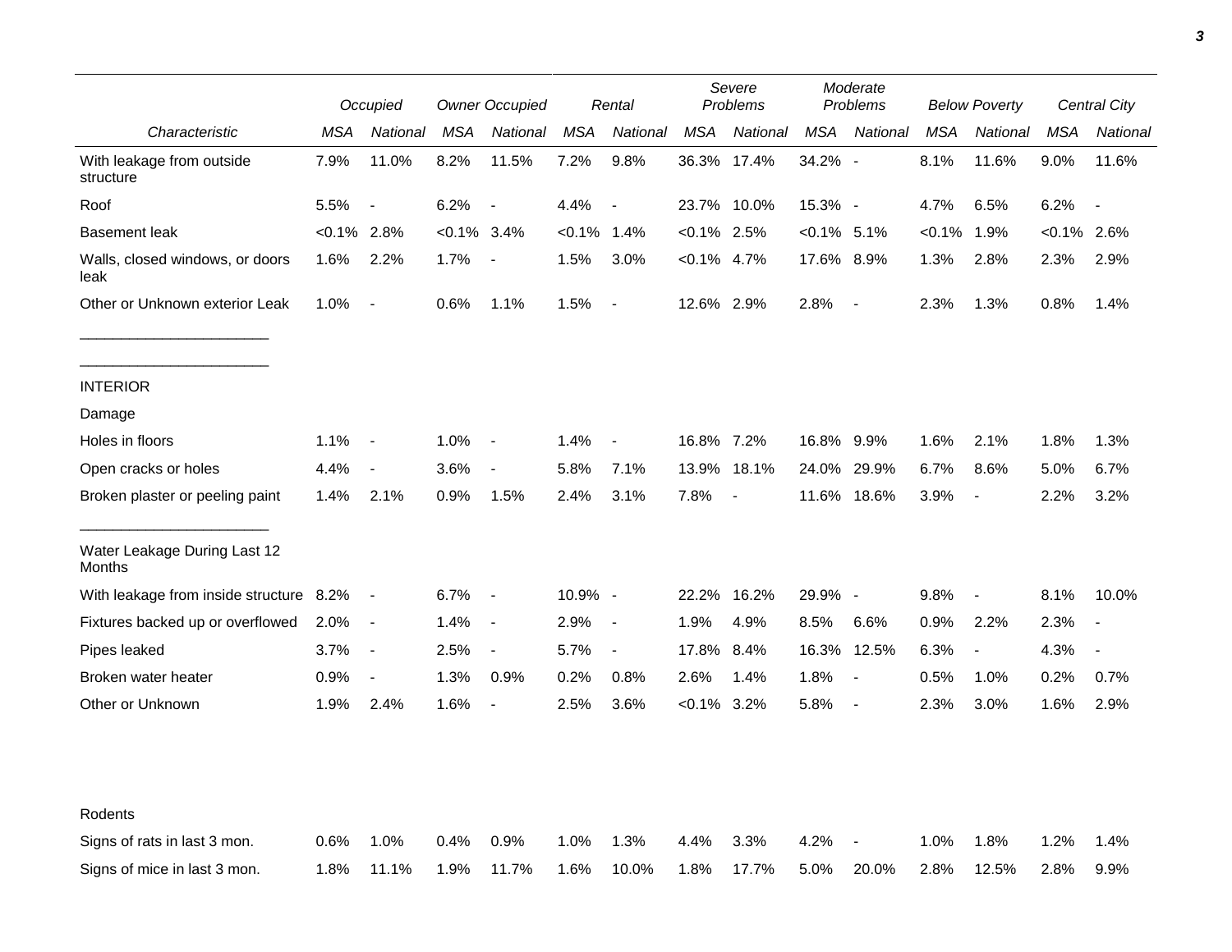| | Occupied | | Owner Occupied | | Rental | | Severe Problems | | Moderate Problems | | Below Poverty | | Central City | |
|---|---|---|---|---|---|---|---|---|---|---|---|---|---|---|
| Characteristic | MSA | National | MSA | National | MSA | National | MSA | National | MSA | National | MSA | National | MSA | National |
| With leakage from outside structure | 7.9% | 11.0% | 8.2% | 11.5% | 7.2% | 9.8% | 36.3% | 17.4% | 34.2% | - | 8.1% | 11.6% | 9.0% | 11.6% |
| Roof | 5.5% | - | 6.2% | - | 4.4% | - | 23.7% | 10.0% | 15.3% | - | 4.7% | 6.5% | 6.2% | - |
| Basement leak | <0.1% | 2.8% | <0.1% | 3.4% | <0.1% | 1.4% | <0.1% | 2.5% | <0.1% | 5.1% | <0.1% | 1.9% | <0.1% | 2.6% |
| Walls, closed windows, or doors leak | 1.6% | 2.2% | 1.7% | - | 1.5% | 3.0% | <0.1% | 4.7% | 17.6% | 8.9% | 1.3% | 2.8% | 2.3% | 2.9% |
| Other or Unknown exterior Leak | 1.0% | - | 0.6% | 1.1% | 1.5% | - | 12.6% | 2.9% | 2.8% | - | 2.3% | 1.3% | 0.8% | 1.4% |
| INTERIOR | | | | | | | | | | | | | | |
| Damage | | | | | | | | | | | | | | |
| Holes in floors | 1.1% | - | 1.0% | - | 1.4% | - | 16.8% | 7.2% | 16.8% | 9.9% | 1.6% | 2.1% | 1.8% | 1.3% |
| Open cracks or holes | 4.4% | - | 3.6% | - | 5.8% | 7.1% | 13.9% | 18.1% | 24.0% | 29.9% | 6.7% | 8.6% | 5.0% | 6.7% |
| Broken plaster or peeling paint | 1.4% | 2.1% | 0.9% | 1.5% | 2.4% | 3.1% | 7.8% | - | 11.6% | 18.6% | 3.9% | - | 2.2% | 3.2% |
| Water Leakage During Last 12 Months | | | | | | | | | | | | | | |
| With leakage from inside structure | 8.2% | - | 6.7% | - | 10.9% | - | 22.2% | 16.2% | 29.9% | - | 9.8% | - | 8.1% | 10.0% |
| Fixtures backed up or overflowed | 2.0% | - | 1.4% | - | 2.9% | - | 1.9% | 4.9% | 8.5% | 6.6% | 0.9% | 2.2% | 2.3% | - |
| Pipes leaked | 3.7% | - | 2.5% | - | 5.7% | - | 17.8% | 8.4% | 16.3% | 12.5% | 6.3% | - | 4.3% | - |
| Broken water heater | 0.9% | - | 1.3% | 0.9% | 0.2% | 0.8% | 2.6% | 1.4% | 1.8% | - | 0.5% | 1.0% | 0.2% | 0.7% |
| Other or Unknown | 1.9% | 2.4% | 1.6% | - | 2.5% | 3.6% | <0.1% | 3.2% | 5.8% | - | 2.3% | 3.0% | 1.6% | 2.9% |
| Rodents | | | | | | | | | | | | | | |
| Signs of rats in last 3 mon. | 0.6% | 1.0% | 0.4% | 0.9% | 1.0% | 1.3% | 4.4% | 3.3% | 4.2% | - | 1.0% | 1.8% | 1.2% | 1.4% |
| Signs of mice in last 3 mon. | 1.8% | 11.1% | 1.9% | 11.7% | 1.6% | 10.0% | 1.8% | 17.7% | 5.0% | 20.0% | 2.8% | 12.5% | 2.8% | 9.9% |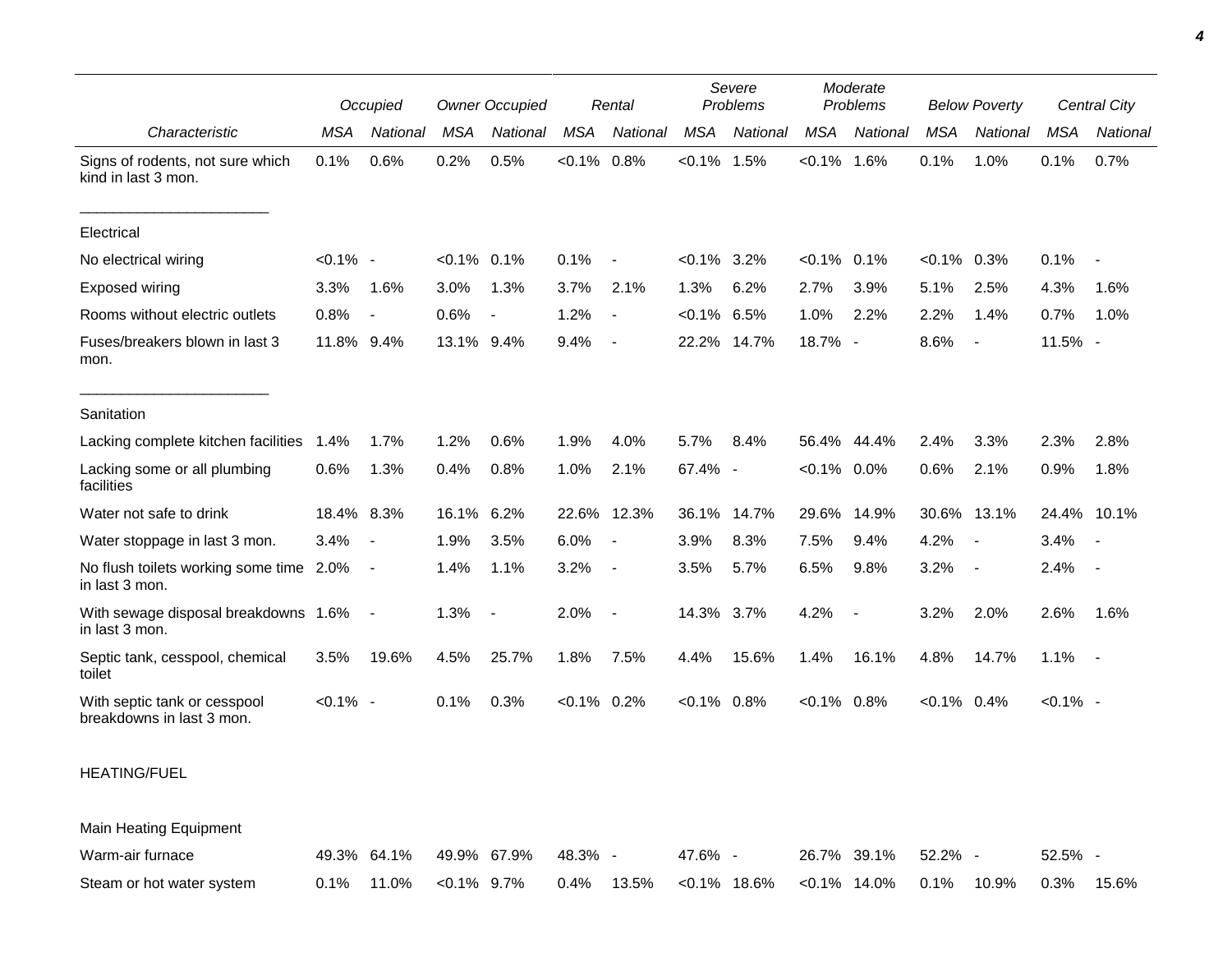| Characteristic | Occupied | | Owner Occupied | | Rental | | Severe Problems | | Moderate Problems | | Below Poverty | | Central City | |
|---|---|---|---|---|---|---|---|---|---|---|---|---|---|---|
| | MSA | National | MSA | National | MSA | National | MSA | National | MSA | National | MSA | National | MSA | National |
| Signs of rodents, not sure which kind in last 3 mon. | 0.1% | 0.6% | 0.2% | 0.5% | <0.1% | 0.8% | <0.1% | 1.5% | <0.1% | 1.6% | 0.1% | 1.0% | 0.1% | 0.7% |
| Electrical | | | | | | | | | | | | | | |
| No electrical wiring | <0.1% | - | <0.1% | 0.1% | 0.1% | - | <0.1% | 3.2% | <0.1% | 0.1% | <0.1% | 0.3% | 0.1% | - |
| Exposed wiring | 3.3% | 1.6% | 3.0% | 1.3% | 3.7% | 2.1% | 1.3% | 6.2% | 2.7% | 3.9% | 5.1% | 2.5% | 4.3% | 1.6% |
| Rooms without electric outlets | 0.8% | - | 0.6% | - | 1.2% | - | <0.1% | 6.5% | 1.0% | 2.2% | 2.2% | 1.4% | 0.7% | 1.0% |
| Fuses/breakers blown in last 3 mon. | 11.8% | 9.4% | 13.1% | 9.4% | 9.4% | - | 22.2% | 14.7% | 18.7% | - | 8.6% | - | 11.5% | - |
| Sanitation | | | | | | | | | | | | | | |
| Lacking complete kitchen facilities | 1.4% | 1.7% | 1.2% | 0.6% | 1.9% | 4.0% | 5.7% | 8.4% | 56.4% | 44.4% | 2.4% | 3.3% | 2.3% | 2.8% |
| Lacking some or all plumbing facilities | 0.6% | 1.3% | 0.4% | 0.8% | 1.0% | 2.1% | 67.4% | - | <0.1% | 0.0% | 0.6% | 2.1% | 0.9% | 1.8% |
| Water not safe to drink | 18.4% | 8.3% | 16.1% | 6.2% | 22.6% | 12.3% | 36.1% | 14.7% | 29.6% | 14.9% | 30.6% | 13.1% | 24.4% | 10.1% |
| Water stoppage in last 3 mon. | 3.4% | - | 1.9% | 3.5% | 6.0% | - | 3.9% | 8.3% | 7.5% | 9.4% | 4.2% | - | 3.4% | - |
| No flush toilets working some time in last 3 mon. | 2.0% | - | 1.4% | 1.1% | 3.2% | - | 3.5% | 5.7% | 6.5% | 9.8% | 3.2% | - | 2.4% | - |
| With sewage disposal breakdowns in last 3 mon. | 1.6% | - | 1.3% | - | 2.0% | - | 14.3% | 3.7% | 4.2% | - | 3.2% | 2.0% | 2.6% | 1.6% |
| Septic tank, cesspool, chemical toilet | 3.5% | 19.6% | 4.5% | 25.7% | 1.8% | 7.5% | 4.4% | 15.6% | 1.4% | 16.1% | 4.8% | 14.7% | 1.1% | - |
| With septic tank or cesspool breakdowns in last 3 mon. | <0.1% | - | 0.1% | 0.3% | <0.1% | 0.2% | <0.1% | 0.8% | <0.1% | 0.8% | <0.1% | 0.4% | <0.1% | - |
| HEATING/FUEL | | | | | | | | | | | | | | |
| Main Heating Equipment | | | | | | | | | | | | | | |
| Warm-air furnace | 49.3% | 64.1% | 49.9% | 67.9% | 48.3% | - | 47.6% | - | 26.7% | 39.1% | 52.2% | - | 52.5% | - |
| Steam or hot water system | 0.1% | 11.0% | <0.1% | 9.7% | 0.4% | 13.5% | <0.1% | 18.6% | <0.1% | 14.0% | 0.1% | 10.9% | 0.3% | 15.6% |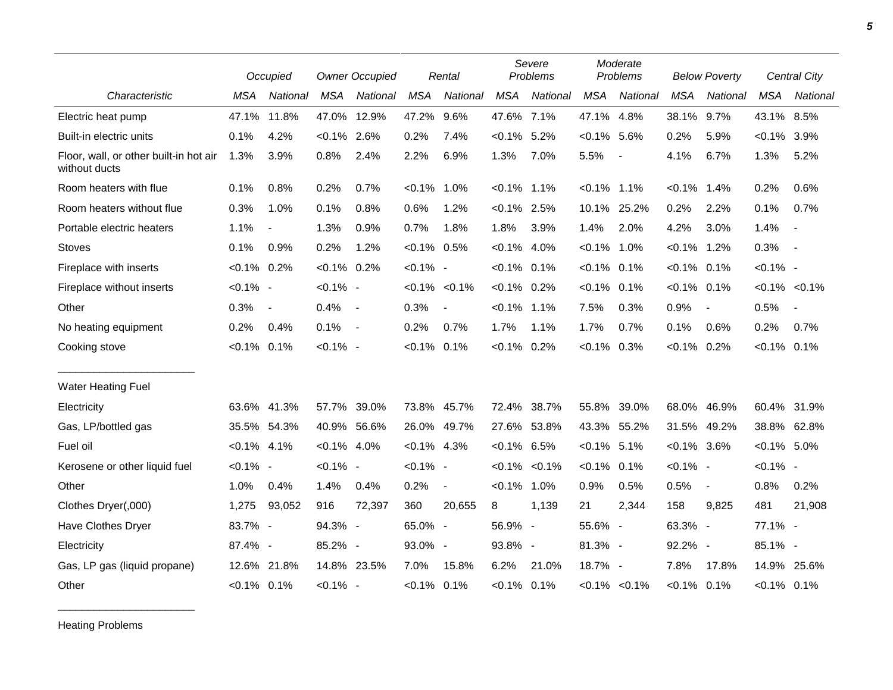| Characteristic | Occupied | | Owner Occupied | | Rental | | Severe Problems | | Moderate Problems | | Below Poverty | | Central City | |
|---|---|---|---|---|---|---|---|---|---|---|---|---|---|---|
| | MSA | National | MSA | National | MSA | National | MSA | National | MSA | National | MSA | National | MSA | National |
| Electric heat pump | 47.1% | 11.8% | 47.0% | 12.9% | 47.2% | 9.6% | 47.6% | 7.1% | 47.1% | 4.8% | 38.1% | 9.7% | 43.1% | 8.5% |
| Built-in electric units | 0.1% | 4.2% | <0.1% | 2.6% | 0.2% | 7.4% | <0.1% | 5.2% | <0.1% | 5.6% | 0.2% | 5.9% | <0.1% | 3.9% |
| Floor, wall, or other built-in hot air without ducts | 1.3% | 3.9% | 0.8% | 2.4% | 2.2% | 6.9% | 1.3% | 7.0% | 5.5% | - | 4.1% | 6.7% | 1.3% | 5.2% |
| Room heaters with flue | 0.1% | 0.8% | 0.2% | 0.7% | <0.1% | 1.0% | <0.1% | 1.1% | <0.1% | 1.1% | <0.1% | 1.4% | 0.2% | 0.6% |
| Room heaters without flue | 0.3% | 1.0% | 0.1% | 0.8% | 0.6% | 1.2% | <0.1% | 2.5% | 10.1% | 25.2% | 0.2% | 2.2% | 0.1% | 0.7% |
| Portable electric heaters | 1.1% | - | 1.3% | 0.9% | 0.7% | 1.8% | 1.8% | 3.9% | 1.4% | 2.0% | 4.2% | 3.0% | 1.4% | - |
| Stoves | 0.1% | 0.9% | 0.2% | 1.2% | <0.1% | 0.5% | <0.1% | 4.0% | <0.1% | 1.0% | <0.1% | 1.2% | 0.3% | - |
| Fireplace with inserts | <0.1% | 0.2% | <0.1% | 0.2% | <0.1% | - | <0.1% | 0.1% | <0.1% | 0.1% | <0.1% | 0.1% | <0.1% | - |
| Fireplace without inserts | <0.1% | - | <0.1% | - | <0.1% | <0.1% | <0.1% | 0.2% | <0.1% | 0.1% | <0.1% | 0.1% | <0.1% | <0.1% |
| Other | 0.3% | - | 0.4% | - | 0.3% | - | <0.1% | 1.1% | 7.5% | 0.3% | 0.9% | - | 0.5% | - |
| No heating equipment | 0.2% | 0.4% | 0.1% | - | 0.2% | 0.7% | 1.7% | 1.1% | 1.7% | 0.7% | 0.1% | 0.6% | 0.2% | 0.7% |
| Cooking stove | <0.1% | 0.1% | <0.1% | - | <0.1% | 0.1% | <0.1% | 0.2% | <0.1% | 0.3% | <0.1% | 0.2% | <0.1% | 0.1% |
| Water Heating Fuel | | | | | | | | | | | | | | |
| Electricity | 63.6% | 41.3% | 57.7% | 39.0% | 73.8% | 45.7% | 72.4% | 38.7% | 55.8% | 39.0% | 68.0% | 46.9% | 60.4% | 31.9% |
| Gas, LP/bottled gas | 35.5% | 54.3% | 40.9% | 56.6% | 26.0% | 49.7% | 27.6% | 53.8% | 43.3% | 55.2% | 31.5% | 49.2% | 38.8% | 62.8% |
| Fuel oil | <0.1% | 4.1% | <0.1% | 4.0% | <0.1% | 4.3% | <0.1% | 6.5% | <0.1% | 5.1% | <0.1% | 3.6% | <0.1% | 5.0% |
| Kerosene or other liquid fuel | <0.1% | - | <0.1% | - | <0.1% | - | <0.1% | <0.1% | <0.1% | 0.1% | <0.1% | - | <0.1% | - |
| Other | 1.0% | 0.4% | 1.4% | 0.4% | 0.2% | - | <0.1% | 1.0% | 0.9% | 0.5% | 0.5% | - | 0.8% | 0.2% |
| Clothes Dryer(,000) | 1,275 | 93,052 | 916 | 72,397 | 360 | 20,655 | 8 | 1,139 | 21 | 2,344 | 158 | 9,825 | 481 | 21,908 |
| Have Clothes Dryer | 83.7% | - | 94.3% | - | 65.0% | - | 56.9% | - | 55.6% | - | 63.3% | - | 77.1% | - |
| Electricity | 87.4% | - | 85.2% | - | 93.0% | - | 93.8% | - | 81.3% | - | 92.2% | - | 85.1% | - |
| Gas, LP gas (liquid propane) | 12.6% | 21.8% | 14.8% | 23.5% | 7.0% | 15.8% | 6.2% | 21.0% | 18.7% | - | 7.8% | 17.8% | 14.9% | 25.6% |
| Other | <0.1% | 0.1% | <0.1% | - | <0.1% | 0.1% | <0.1% | 0.1% | <0.1% | <0.1% | <0.1% | 0.1% | <0.1% | 0.1% |

Heating Problems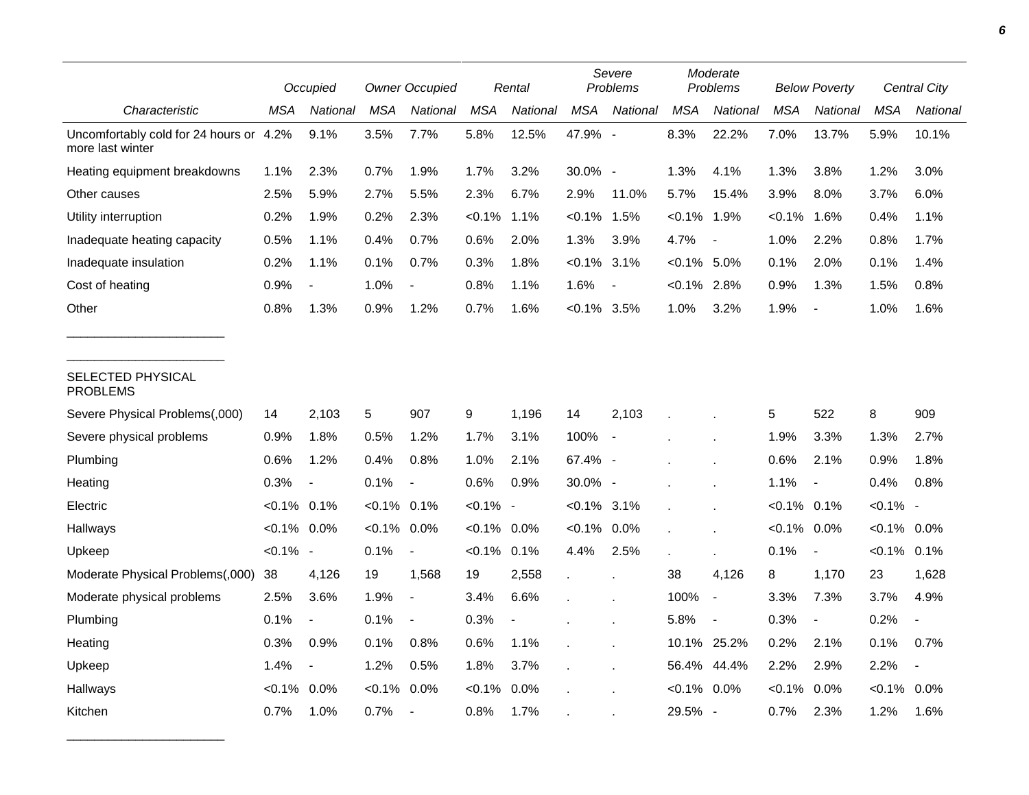| | Occupied | | Owner Occupied | | Rental | | Severe Problems | | Moderate Problems | | Below Poverty | | Central City | |
|---|---|---|---|---|---|---|---|---|---|---|---|---|---|---|
| *Characteristic* | *MSA* | *National* | *MSA* | *National* | *MSA* | *National* | *MSA* | *National* | *MSA* | *National* | *MSA* | *National* | *MSA* | *National* |
| Uncomfortably cold for 24 hours or more last winter | 4.2% | 9.1% | 3.5% | 7.7% | 5.8% | 12.5% | 47.9% | - | 8.3% | 22.2% | 7.0% | 13.7% | 5.9% | 10.1% |
| Heating equipment breakdowns | 1.1% | 2.3% | 0.7% | 1.9% | 1.7% | 3.2% | 30.0% | - | 1.3% | 4.1% | 1.3% | 3.8% | 1.2% | 3.0% |
| Other causes | 2.5% | 5.9% | 2.7% | 5.5% | 2.3% | 6.7% | 2.9% | 11.0% | 5.7% | 15.4% | 3.9% | 8.0% | 3.7% | 6.0% |
| Utility interruption | 0.2% | 1.9% | 0.2% | 2.3% | <0.1% | 1.1% | <0.1% | 1.5% | <0.1% | 1.9% | <0.1% | 1.6% | 0.4% | 1.1% |
| Inadequate heating capacity | 0.5% | 1.1% | 0.4% | 0.7% | 0.6% | 2.0% | 1.3% | 3.9% | 4.7% | - | 1.0% | 2.2% | 0.8% | 1.7% |
| Inadequate insulation | 0.2% | 1.1% | 0.1% | 0.7% | 0.3% | 1.8% | <0.1% | 3.1% | <0.1% | 5.0% | 0.1% | 2.0% | 0.1% | 1.4% |
| Cost of heating | 0.9% | - | 1.0% | - | 0.8% | 1.1% | 1.6% | - | <0.1% | 2.8% | 0.9% | 1.3% | 1.5% | 0.8% |
| Other | 0.8% | 1.3% | 0.9% | 1.2% | 0.7% | 1.6% | <0.1% | 3.5% | 1.0% | 3.2% | 1.9% | - | 1.0% | 1.6% |
| SELECTED PHYSICAL PROBLEMS | | | | | | | | | | | | | | |
| Severe Physical Problems(,000) | 14 | 2,103 | 5 | 907 | 9 | 1,196 | 14 | 2,103 | . | . | 5 | 522 | 8 | 909 |
| Severe physical problems | 0.9% | 1.8% | 0.5% | 1.2% | 1.7% | 3.1% | 100% | - | . | . | 1.9% | 3.3% | 1.3% | 2.7% |
| Plumbing | 0.6% | 1.2% | 0.4% | 0.8% | 1.0% | 2.1% | 67.4% | - | . | . | 0.6% | 2.1% | 0.9% | 1.8% |
| Heating | 0.3% | - | 0.1% | - | 0.6% | 0.9% | 30.0% | - | . | . | 1.1% | - | 0.4% | 0.8% |
| Electric | <0.1% | 0.1% | <0.1% | 0.1% | <0.1% | - | <0.1% | 3.1% | . | . | <0.1% | 0.1% | <0.1% | - |
| Hallways | <0.1% | 0.0% | <0.1% | 0.0% | <0.1% | 0.0% | <0.1% | 0.0% | . | . | <0.1% | 0.0% | <0.1% | 0.0% |
| Upkeep | <0.1% | - | 0.1% | - | <0.1% | 0.1% | 4.4% | 2.5% | . | . | 0.1% | - | <0.1% | 0.1% |
| Moderate Physical Problems(,000) | 38 | 4,126 | 19 | 1,568 | 19 | 2,558 | . | . | 38 | 4,126 | 8 | 1,170 | 23 | 1,628 |
| Moderate physical problems | 2.5% | 3.6% | 1.9% | - | 3.4% | 6.6% | . | . | 100% | - | 3.3% | 7.3% | 3.7% | 4.9% |
| Plumbing | 0.1% | - | 0.1% | - | 0.3% | - | . | . | 5.8% | - | 0.3% | - | 0.2% | - |
| Heating | 0.3% | 0.9% | 0.1% | 0.8% | 0.6% | 1.1% | . | . | 10.1% | 25.2% | 0.2% | 2.1% | 0.1% | 0.7% |
| Upkeep | 1.4% | - | 1.2% | 0.5% | 1.8% | 3.7% | . | . | 56.4% | 44.4% | 2.2% | 2.9% | 2.2% | - |
| Hallways | <0.1% | 0.0% | <0.1% | 0.0% | <0.1% | 0.0% | . | . | <0.1% | 0.0% | <0.1% | 0.0% | <0.1% | 0.0% |
| Kitchen | 0.7% | 1.0% | 0.7% | - | 0.8% | 1.7% | . | . | 29.5% | - | 0.7% | 2.3% | 1.2% | 1.6% |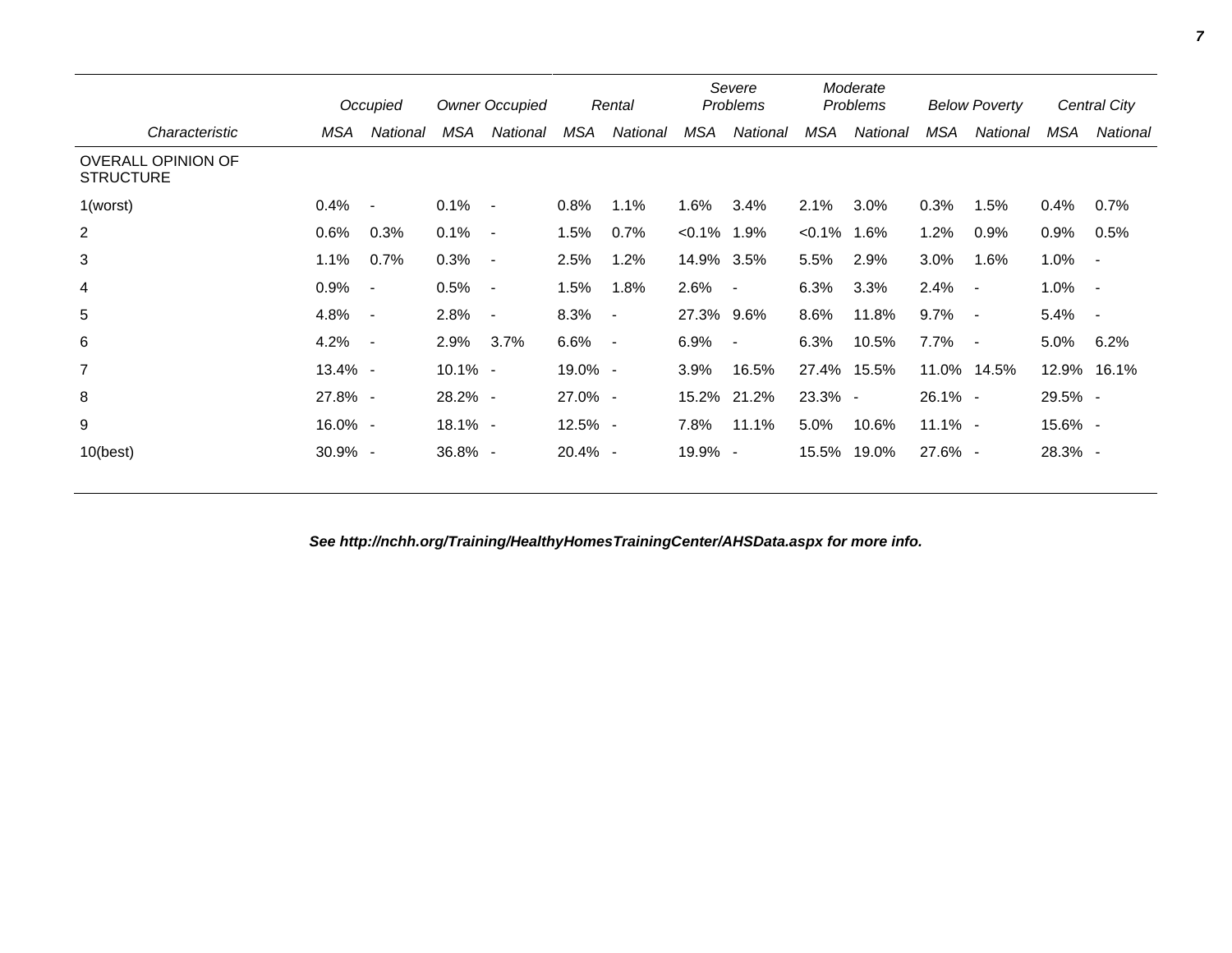| | Occupied | | Owner Occupied | | Rental | | Severe Problems | | Moderate Problems | | Below Poverty | | Central City | |
|---|---|---|---|---|---|---|---|---|---|---|---|---|---|---|
| *Characteristic* | *MSA* | *National* | *MSA* | *National* | *MSA* | *National* | *MSA* | *National* | *MSA* | *National* | *MSA* | *National* | *MSA* | *National* |
| OVERALL OPINION OF STRUCTURE | | | | | | | | | | | | | | |
| 1(worst) | 0.4% | - | 0.1% | - | 0.8% | 1.1% | 1.6% | 3.4% | 2.1% | 3.0% | 0.3% | 1.5% | 0.4% | 0.7% |
| 2 | 0.6% | 0.3% | 0.1% | - | 1.5% | 0.7% | <0.1% | 1.9% | <0.1% | 1.6% | 1.2% | 0.9% | 0.9% | 0.5% |
| 3 | 1.1% | 0.7% | 0.3% | - | 2.5% | 1.2% | 14.9% | 3.5% | 5.5% | 2.9% | 3.0% | 1.6% | 1.0% | - |
| 4 | 0.9% | - | 0.5% | - | 1.5% | 1.8% | 2.6% | - | 6.3% | 3.3% | 2.4% | - | 1.0% | - |
| 5 | 4.8% | - | 2.8% | - | 8.3% | - | 27.3% | 9.6% | 8.6% | 11.8% | 9.7% | - | 5.4% | - |
| 6 | 4.2% | - | 2.9% | 3.7% | 6.6% | - | 6.9% | - | 6.3% | 10.5% | 7.7% | - | 5.0% | 6.2% |
| 7 | 13.4% | - | 10.1% | - | 19.0% | - | 3.9% | 16.5% | 27.4% | 15.5% | 11.0% | 14.5% | 12.9% | 16.1% |
| 8 | 27.8% | - | 28.2% | - | 27.0% | - | 15.2% | 21.2% | 23.3% | - | 26.1% | - | 29.5% | - |
| 9 | 16.0% | - | 18.1% | - | 12.5% | - | 7.8% | 11.1% | 5.0% | 10.6% | 11.1% | - | 15.6% | - |
| 10(best) | 30.9% | - | 36.8% | - | 20.4% | - | 19.9% | - | 15.5% | 19.0% | 27.6% | - | 28.3% | - |

***See http://nchh.org/Training/HealthyHomesTrainingCenter/AHSData.aspx for more info.***